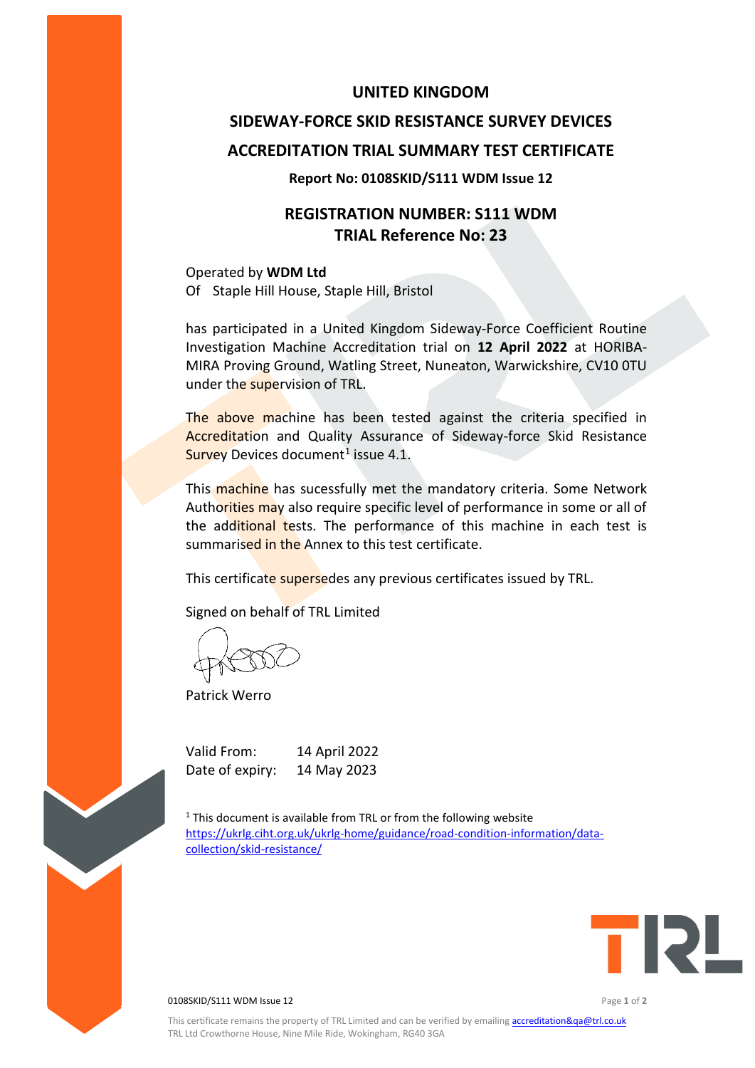# UNITED KINGDOM

# SIDEWAY-FORCE SKID RESISTANCE SURVEY DEVICES

# ACCREDITATION TRIAL SUMMARY TEST CERTIFICATE

**Report No: 0108SKID/S111 WDM Issue 12**

## REGISTRATION NUMBER: S111 WDM
## TRIAL Reference No: 23

Operated by **WDM Ltd**
Of Staple Hill House, Staple Hill, Bristol

has participated in a United Kingdom Sideway-Force Coefficient Routine Investigation Machine Accreditation trial on **12 April 2022** at HORIBA-MIRA Proving Ground, Watling Street, Nuneaton, Warwickshire, CV10 0TU under the supervision of TRL.

The above machine has been tested against the criteria specified in Accreditation and Quality Assurance of Sideway-force Skid Resistance Survey Devices document[1] issue 4.1.

This machine has sucessfully met the mandatory criteria. Some Network Authorities may also require specific level of performance in some or all of the additional tests. The performance of this machine in each test is summarised in the Annex to this test certificate.

This certificate supersedes any previous certificates issued by TRL.

Signed on behalf of TRL Limited

Patrick Werro

Valid From: 14 April 2022
Date of expiry: 14 May 2023

[1] This document is available from TRL or from the following website https://ukrlg.ciht.org.uk/ukrlg-home/guidance/road-condition-information/data-collection/skid-resistance/

This certificate remains the property of TRL Limited and can be verified by emailing accreditation&qa@trl.co.uk
TRL Ltd Crowthorne House, Nine Mile Ride, Wokingham, RG40 3GA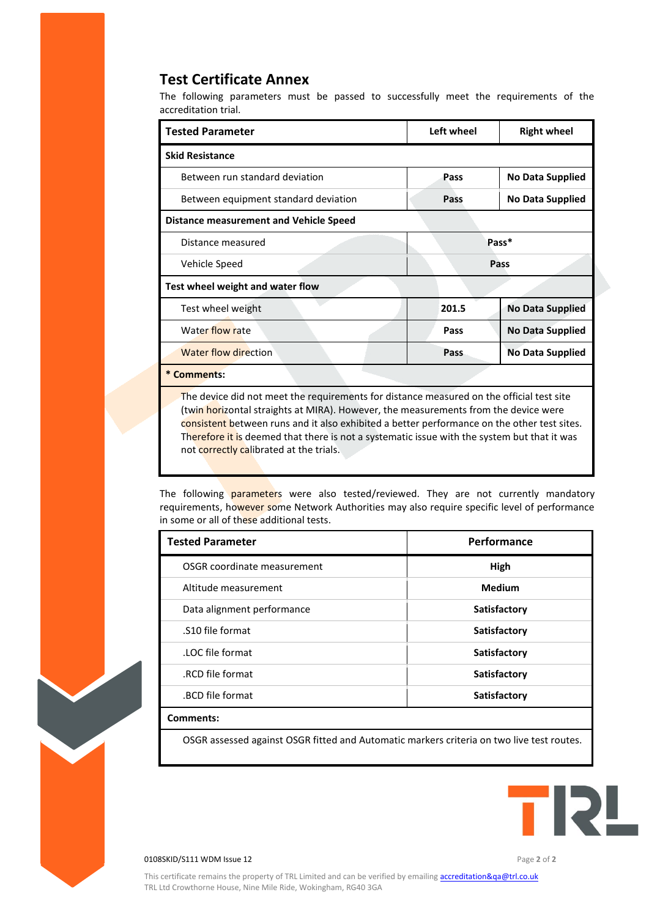## Test Certificate Annex

The following parameters must be passed to successfully meet the requirements of the accreditation trial.

| Tested Parameter | Left wheel | Right wheel |
|---|---|---|
| **Skid Resistance** | | |
| Between run standard deviation | **Pass** | **No Data Supplied** |
| Between equipment standard deviation | **Pass** | **No Data Supplied** |
| **Distance measurement and Vehicle Speed** | | |
| Distance measured | **Pass*** | |
| Vehicle Speed | **Pass** | |
| **Test wheel weight and water flow** | | |
| Test wheel weight | **201.5** | **No Data Supplied** |
| Water flow rate | **Pass** | **No Data Supplied** |
| Water flow direction | **Pass** | **No Data Supplied** |

**\* Comments:**

The device did not meet the requirements for distance measured on the official test site (twin horizontal straights at MIRA). However, the measurements from the device were consistent between runs and it also exhibited a better performance on the other test sites. Therefore it is deemed that there is not a systematic issue with the system but that it was not correctly calibrated at the trials.

The following parameters were also tested/reviewed. They are not currently mandatory requirements, however some Network Authorities may also require specific level of performance in some or all of these additional tests.

| Tested Parameter | Performance |
|---|---|
| OSGR coordinate measurement | **High** |
| Altitude measurement | **Medium** |
| Data alignment performance | **Satisfactory** |
| .S10 file format | **Satisfactory** |
| .LOC file format | **Satisfactory** |
| .RCD file format | **Satisfactory** |
| .BCD file format | **Satisfactory** |

**Comments:**

OSGR assessed against OSGR fitted and Automatic markers criteria on two live test routes.

0108SKID/S111 WDM Issue 12

This certificate remains the property of TRL Limited and can be verified by emailing accreditation&qa@trl.co.uk
TRL Ltd Crowthorne House, Nine Mile Ride, Wokingham, RG40 3GA